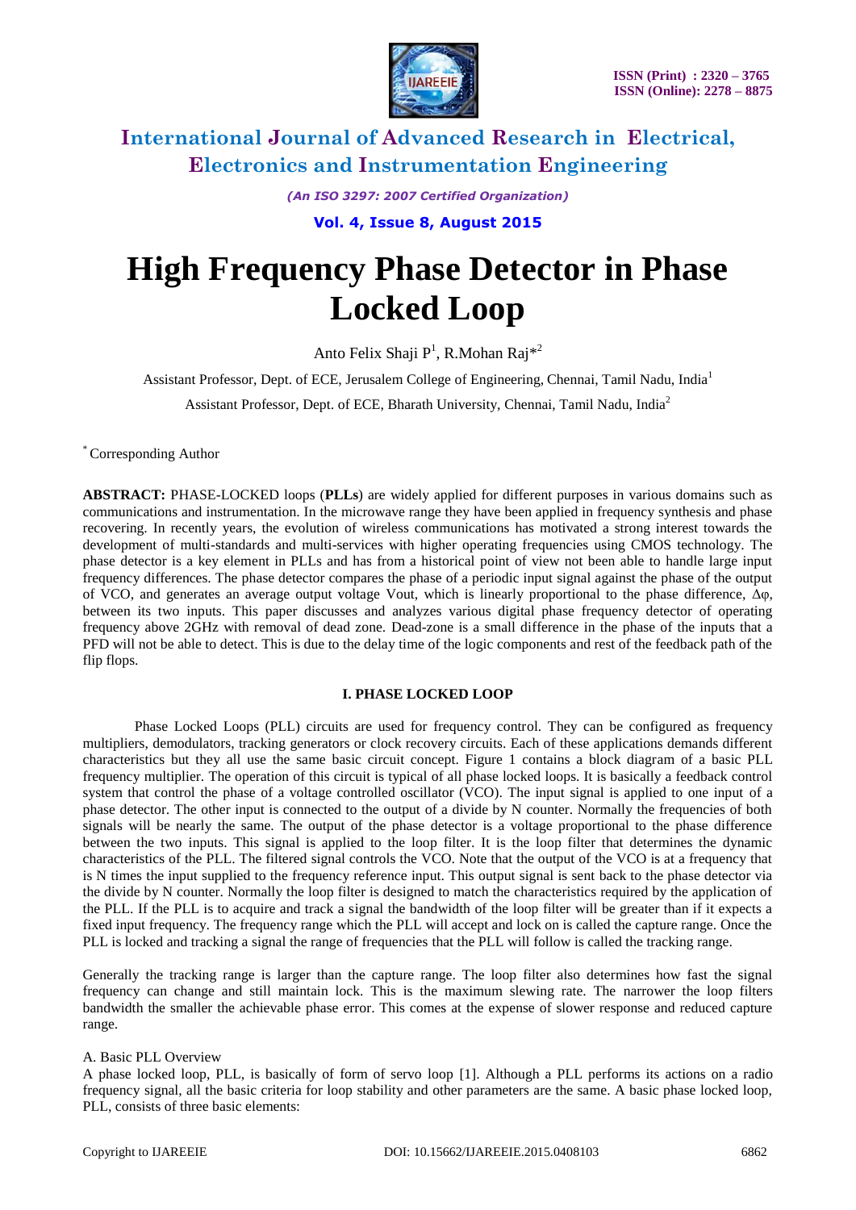# High Frequency Phase Detector in Phase Locked Loop

Anto Felix Shaji P[1], R.Mohan Raj*[2]

Assistant Professor, Dept. of ECE, Jerusalem College of Engineering, Chennai, Tamil Nadu, India[1]

Assistant Professor, Dept. of ECE, Bharath University, Chennai, Tamil Nadu, India[2]

* Corresponding Author

**ABSTRACT:** PHASE-LOCKED loops (**PLLs**) are widely applied for different purposes in various domains such as communications and instrumentation. In the microwave range they have been applied in frequency synthesis and phase recovering. In recently years, the evolution of wireless communications has motivated a strong interest towards the development of multi-standards and multi-services with higher operating frequencies using CMOS technology. The phase detector is a key element in PLLs and has from a historical point of view not been able to handle large input frequency differences. The phase detector compares the phase of a periodic input signal against the phase of the output of VCO, and generates an average output voltage Vout, which is linearly proportional to the phase difference, $\Delta\varphi$, between its two inputs. This paper discusses and analyzes various digital phase frequency detector of operating frequency above 2GHz with removal of dead zone. Dead-zone is a small difference in the phase of the inputs that a PFD will not be able to detect. This is due to the delay time of the logic components and rest of the feedback path of the flip flops.

## I. PHASE LOCKED LOOP

Phase Locked Loops (PLL) circuits are used for frequency control. They can be configured as frequency multipliers, demodulators, tracking generators or clock recovery circuits. Each of these applications demands different characteristics but they all use the same basic circuit concept. Figure 1 contains a block diagram of a basic PLL frequency multiplier. The operation of this circuit is typical of all phase locked loops. It is basically a feedback control system that control the phase of a voltage controlled oscillator (VCO). The input signal is applied to one input of a phase detector. The other input is connected to the output of a divide by N counter. Normally the frequencies of both signals will be nearly the same. The output of the phase detector is a voltage proportional to the phase difference between the two inputs. This signal is applied to the loop filter. It is the loop filter that determines the dynamic characteristics of the PLL. The filtered signal controls the VCO. Note that the output of the VCO is at a frequency that is N times the input supplied to the frequency reference input. This output signal is sent back to the phase detector via the divide by N counter. Normally the loop filter is designed to match the characteristics required by the application of the PLL. If the PLL is to acquire and track a signal the bandwidth of the loop filter will be greater than if it expects a fixed input frequency. The frequency range which the PLL will accept and lock on is called the capture range. Once the PLL is locked and tracking a signal the range of frequencies that the PLL will follow is called the tracking range.

Generally the tracking range is larger than the capture range. The loop filter also determines how fast the signal frequency can change and still maintain lock. This is the maximum slewing rate. The narrower the loop filters bandwidth the smaller the achievable phase error. This comes at the expense of slower response and reduced capture range.

### A. Basic PLL Overview

A phase locked loop, PLL, is basically of form of servo loop [1]. Although a PLL performs its actions on a radio frequency signal, all the basic criteria for loop stability and other parameters are the same. A basic phase locked loop, PLL, consists of three basic elements: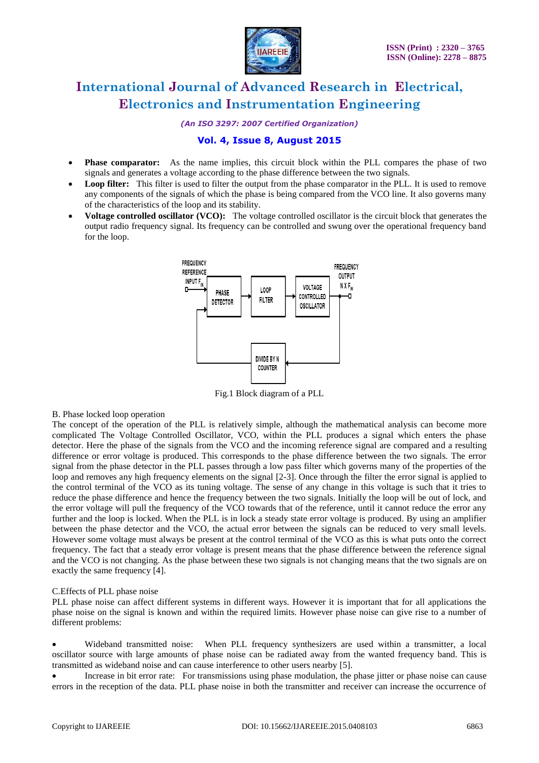- **Phase comparator:** As the name implies, this circuit block within the PLL compares the phase of two signals and generates a voltage according to the phase difference between the two signals.
- **Loop filter:** This filter is used to filter the output from the phase comparator in the PLL. It is used to remove any components of the signals of which the phase is being compared from the VCO line. It also governs many of the characteristics of the loop and its stability.
- **Voltage controlled oscillator (VCO):** The voltage controlled oscillator is the circuit block that generates the output radio frequency signal. Its frequency can be controlled and swung over the operational frequency band for the loop.

Fig.1 Block diagram of a PLL

B. Phase locked loop operation

The concept of the operation of the PLL is relatively simple, although the mathematical analysis can become more complicated The Voltage Controlled Oscillator, VCO, within the PLL produces a signal which enters the phase detector. Here the phase of the signals from the VCO and the incoming reference signal are compared and a resulting difference or error voltage is produced. This corresponds to the phase difference between the two signals. The error signal from the phase detector in the PLL passes through a low pass filter which governs many of the properties of the loop and removes any high frequency elements on the signal [2-3]. Once through the filter the error signal is applied to the control terminal of the VCO as its tuning voltage. The sense of any change in this voltage is such that it tries to reduce the phase difference and hence the frequency between the two signals. Initially the loop will be out of lock, and the error voltage will pull the frequency of the VCO towards that of the reference, until it cannot reduce the error any further and the loop is locked. When the PLL is in lock a steady state error voltage is produced. By using an amplifier between the phase detector and the VCO, the actual error between the signals can be reduced to very small levels. However some voltage must always be present at the control terminal of the VCO as this is what puts onto the correct frequency. The fact that a steady error voltage is present means that the phase difference between the reference signal and the VCO is not changing. As the phase between these two signals is not changing means that the two signals are on exactly the same frequency [4].

C.Effects of PLL phase noise

PLL phase noise can affect different systems in different ways. However it is important that for all applications the phase noise on the signal is known and within the required limits. However phase noise can give rise to a number of different problems:

- Wideband transmitted noise: When PLL frequency synthesizers are used within a transmitter, a local oscillator source with large amounts of phase noise can be radiated away from the wanted frequency band. This is transmitted as wideband noise and can cause interference to other users nearby [5].
- Increase in bit error rate: For transmissions using phase modulation, the phase jitter or phase noise can cause errors in the reception of the data. PLL phase noise in both the transmitter and receiver can increase the occurrence of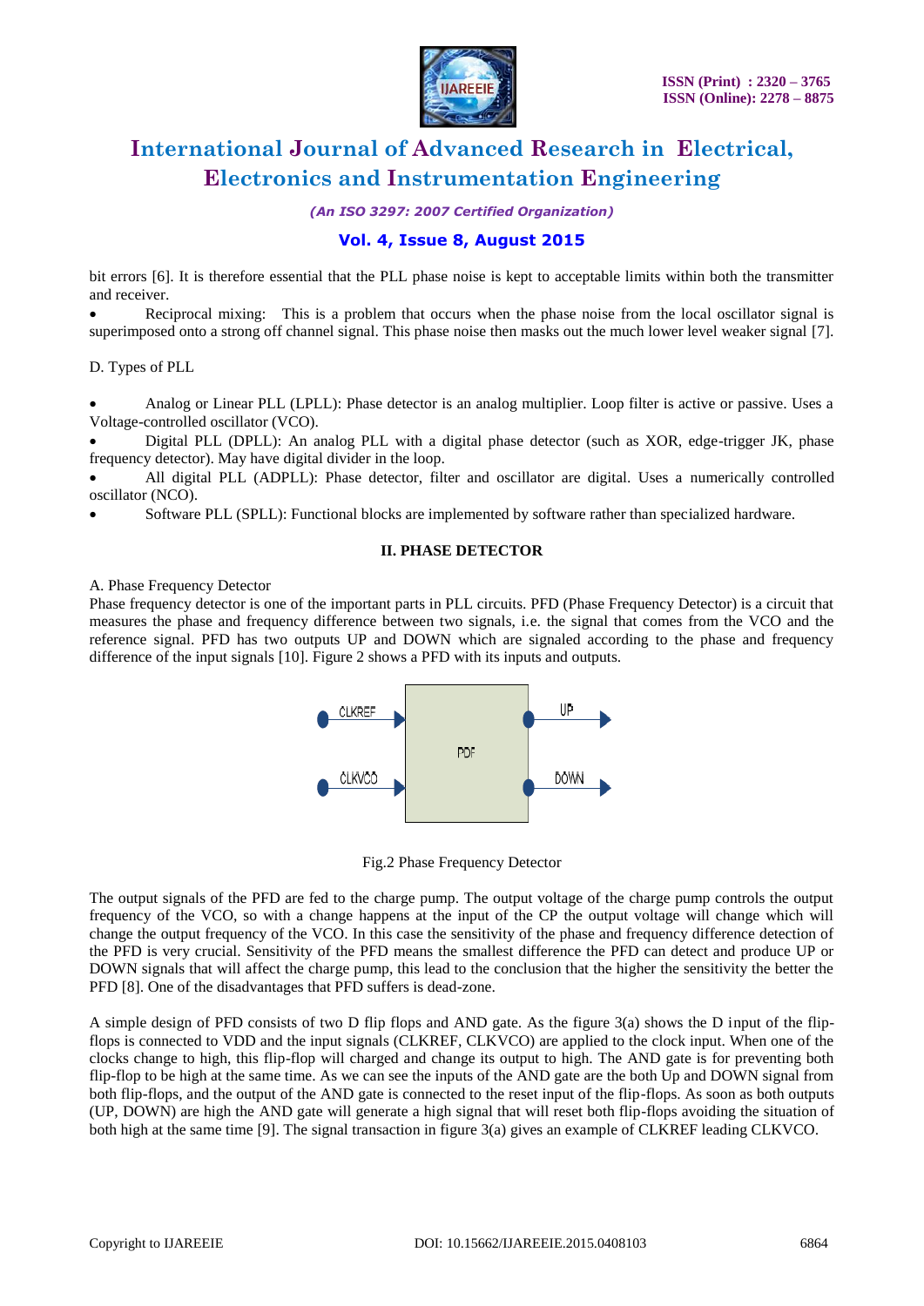bit errors [6]. It is therefore essential that the PLL phase noise is kept to acceptable limits within both the transmitter and receiver.

- Reciprocal mixing: This is a problem that occurs when the phase noise from the local oscillator signal is superimposed onto a strong off channel signal. This phase noise then masks out the much lower level weaker signal [7].

D. Types of PLL

- Analog or Linear PLL (LPLL): Phase detector is an analog multiplier. Loop filter is active or passive. Uses a Voltage-controlled oscillator (VCO).
- Digital PLL (DPLL): An analog PLL with a digital phase detector (such as XOR, edge-trigger JK, phase frequency detector). May have digital divider in the loop.
- All digital PLL (ADPLL): Phase detector, filter and oscillator are digital. Uses a numerically controlled oscillator (NCO).
- Software PLL (SPLL): Functional blocks are implemented by software rather than specialized hardware.

## II. PHASE DETECTOR

A. Phase Frequency Detector

Phase frequency detector is one of the important parts in PLL circuits. PFD (Phase Frequency Detector) is a circuit that measures the phase and frequency difference between two signals, i.e. the signal that comes from the VCO and the reference signal. PFD has two outputs UP and DOWN which are signaled according to the phase and frequency difference of the input signals [10]. Figure 2 shows a PFD with its inputs and outputs.

CLKREF — PDF — UP

CLKVCO — — DOWN

Fig.2 Phase Frequency Detector

The output signals of the PFD are fed to the charge pump. The output voltage of the charge pump controls the output frequency of the VCO, so with a change happens at the input of the CP the output voltage will change which will change the output frequency of the VCO. In this case the sensitivity of the phase and frequency difference detection of the PFD is very crucial. Sensitivity of the PFD means the smallest difference the PFD can detect and produce UP or DOWN signals that will affect the charge pump, this lead to the conclusion that the higher the sensitivity the better the PFD [8]. One of the disadvantages that PFD suffers is dead-zone.

A simple design of PFD consists of two D flip flops and AND gate. As the figure 3(a) shows the D input of the flip-flops is connected to VDD and the input signals (CLKREF, CLKVCO) are applied to the clock input. When one of the clocks change to high, this flip-flop will charged and change its output to high. The AND gate is for preventing both flip-flop to be high at the same time. As we can see the inputs of the AND gate are the both Up and DOWN signal from both flip-flops, and the output of the AND gate is connected to the reset input of the flip-flops. As soon as both outputs (UP, DOWN) are high the AND gate will generate a high signal that will reset both flip-flops avoiding the situation of both high at the same time [9]. The signal transaction in figure 3(a) gives an example of CLKREF leading CLKVCO.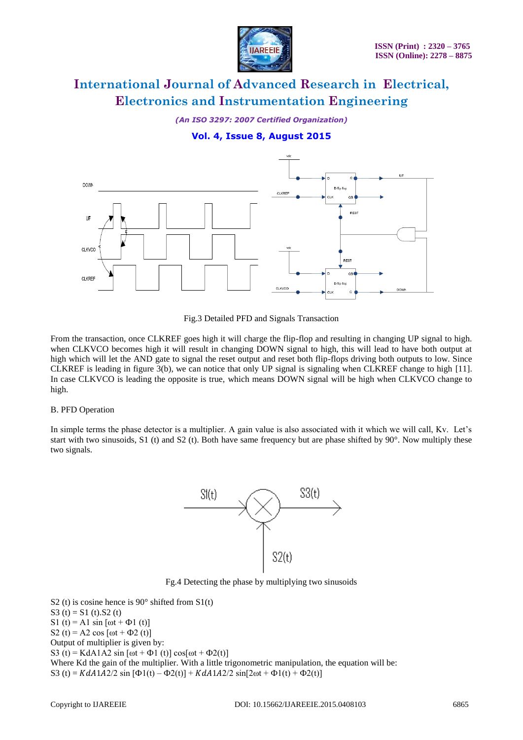Fig.3 Detailed PFD and Signals Transaction

From the transaction, once CLKREF goes high it will charge the flip-flop and resulting in changing UP signal to high. when CLKVCO becomes high it will result in changing DOWN signal to high, this will lead to have both output at high which will let the AND gate to signal the reset output and reset both flip-flops driving both outputs to low. Since CLKREF is leading in figure 3(b), we can notice that only UP signal is signaling when CLKREF change to high [11]. In case CLKVCO is leading the opposite is true, which means DOWN signal will be high when CLKVCO change to high.

B. PFD Operation

In simple terms the phase detector is a multiplier. A gain value is also associated with it which we will call, Kv. Let's start with two sinusoids, S1 (t) and S2 (t). Both have same frequency but are phase shifted by 90°. Now multiply these two signals.

Fg.4 Detecting the phase by multiplying two sinusoids

S2 (t) is cosine hence is 90° shifted from S1(t)

$$S3(t) = S1(t).S2(t)$$

$$S1(t) = A1 \sin[\omega t + \Phi 1(t)]$$

$$S2(t) = A2 \cos[\omega t + \Phi 2(t)]$$

Output of multiplier is given by:

$$S3(t) = KdA1A2 \sin[\omega t + \Phi 1(t)] \cos[\omega t + \Phi 2(t)]$$

Where Kd the gain of the multiplier. With a little trigonometric manipulation, the equation will be:

$$S3(t) = KdA1A2/2 \sin[\Phi 1(t) - \Phi 2(t)] + KdA1A2/2 \sin[2\omega t + \Phi 1(t) + \Phi 2(t)]$$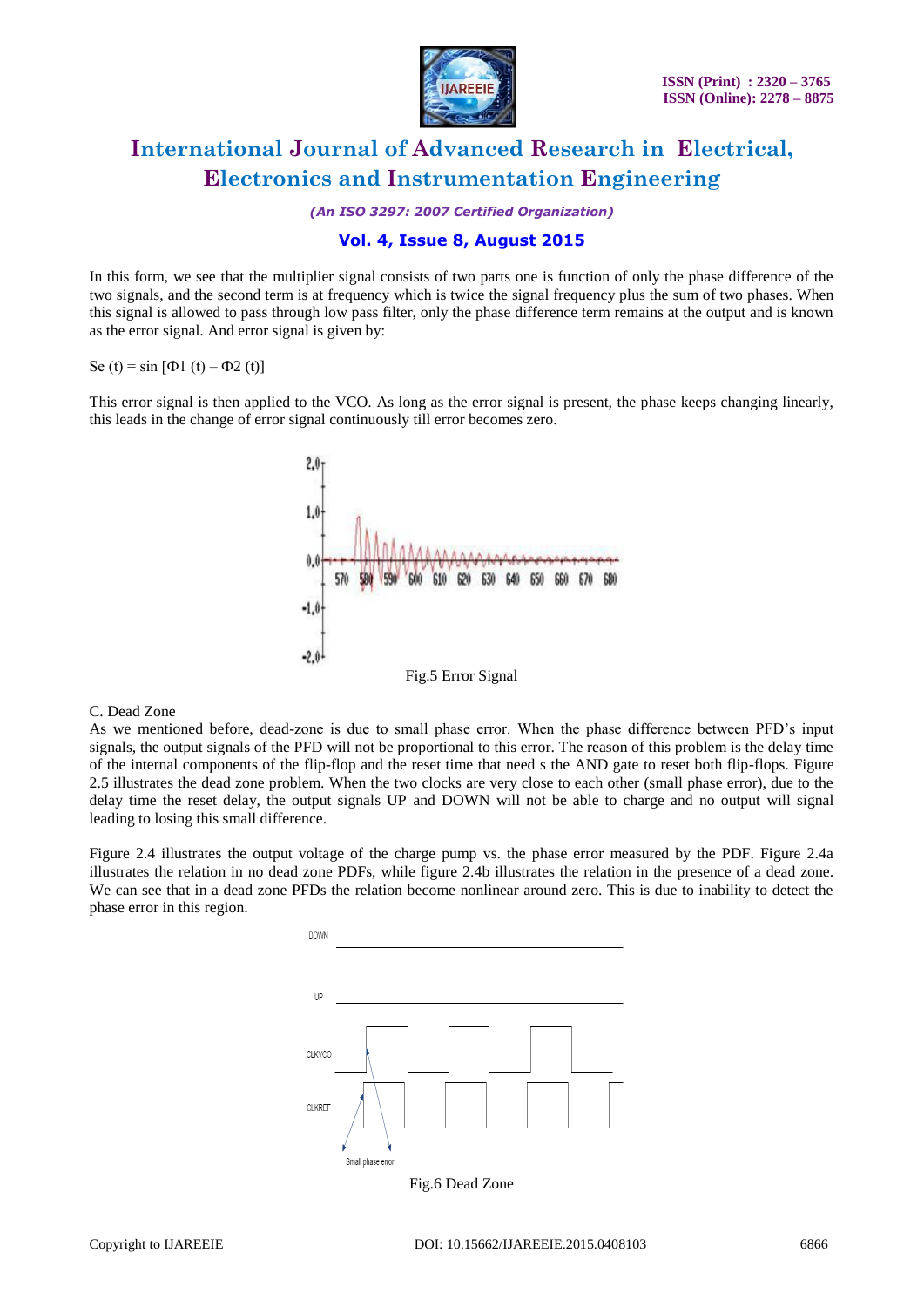In this form, we see that the multiplier signal consists of two parts one is function of only the phase difference of the two signals, and the second term is at frequency which is twice the signal frequency plus the sum of two phases. When this signal is allowed to pass through low pass filter, only the phase difference term remains at the output and is known as the error signal. And error signal is given by:

$$S_e(t) = \sin[\Phi_1(t) - \Phi_2(t)]$$

This error signal is then applied to the VCO. As long as the error signal is present, the phase keeps changing linearly, this leads in the change of error signal continuously till error becomes zero.

Fig.5 Error Signal

C. Dead Zone

As we mentioned before, dead-zone is due to small phase error. When the phase difference between PFD's input signals, the output signals of the PFD will not be proportional to this error. The reason of this problem is the delay time of the internal components of the flip-flop and the reset time that need s the AND gate to reset both flip-flops. Figure 2.5 illustrates the dead zone problem. When the two clocks are very close to each other (small phase error), due to the delay time the reset delay, the output signals UP and DOWN will not be able to charge and no output will signal leading to losing this small difference.

Figure 2.4 illustrates the output voltage of the charge pump vs. the phase error measured by the PDF. Figure 2.4a illustrates the relation in no dead zone PDFs, while figure 2.4b illustrates the relation in the presence of a dead zone. We can see that in a dead zone PFDs the relation become nonlinear around zero. This is due to inability to detect the phase error in this region.

Fig.6 Dead Zone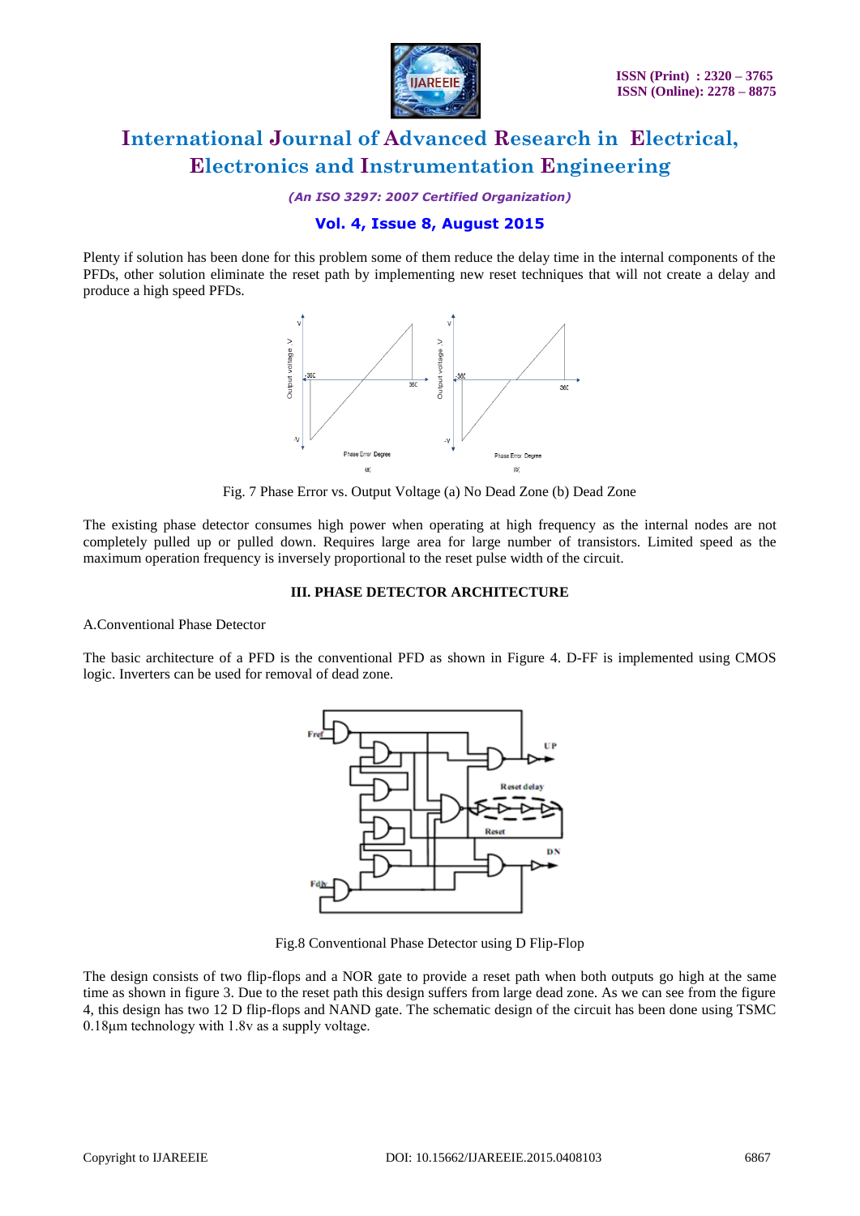Plenty if solution has been done for this problem some of them reduce the delay time in the internal components of the PFDs, other solution eliminate the reset path by implementing new reset techniques that will not create a delay and produce a high speed PFDs.

Fig. 7 Phase Error vs. Output Voltage (a) No Dead Zone (b) Dead Zone

The existing phase detector consumes high power when operating at high frequency as the internal nodes are not completely pulled up or pulled down. Requires large area for large number of transistors. Limited speed as the maximum operation frequency is inversely proportional to the reset pulse width of the circuit.

## III. PHASE DETECTOR ARCHITECTURE

A.Conventional Phase Detector

The basic architecture of a PFD is the conventional PFD as shown in Figure 4. D-FF is implemented using CMOS logic. Inverters can be used for removal of dead zone.

Fig.8 Conventional Phase Detector using D Flip-Flop

The design consists of two flip-flops and a NOR gate to provide a reset path when both outputs go high at the same time as shown in figure 3. Due to the reset path this design suffers from large dead zone. As we can see from the figure 4, this design has two 12 D flip-flops and NAND gate. The schematic design of the circuit has been done using TSMC 0.18μm technology with 1.8v as a supply voltage.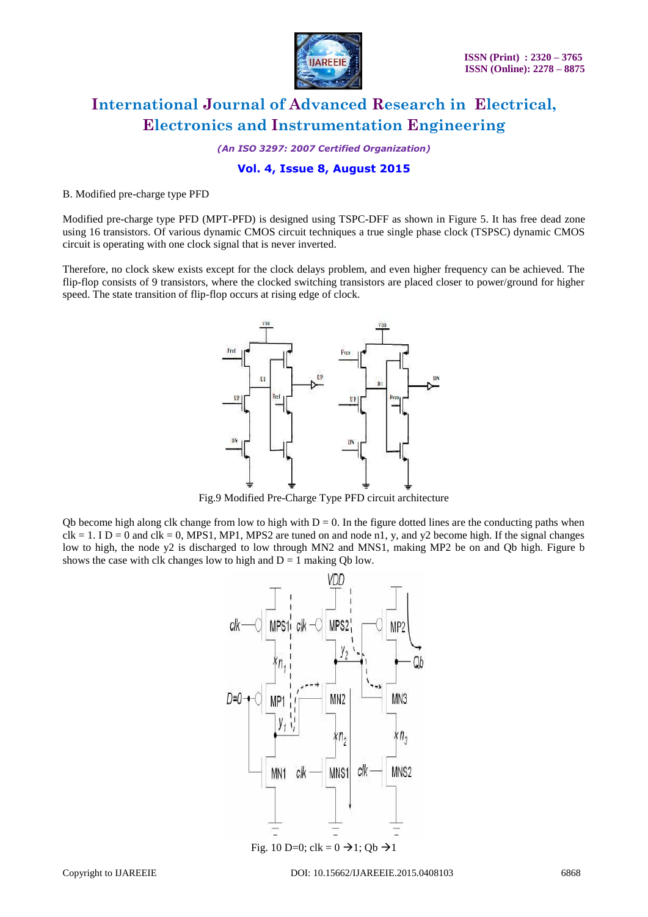B. Modified pre-charge type PFD

Modified pre-charge type PFD (MPT-PFD) is designed using TSPC-DFF as shown in Figure 5. It has free dead zone using 16 transistors. Of various dynamic CMOS circuit techniques a true single phase clock (TSPSC) dynamic CMOS circuit is operating with one clock signal that is never inverted.

Therefore, no clock skew exists except for the clock delays problem, and even higher frequency can be achieved. The flip-flop consists of 9 transistors, where the clocked switching transistors are placed closer to power/ground for higher speed. The state transition of flip-flop occurs at rising edge of clock.

Fig.9 Modified Pre-Charge Type PFD circuit architecture

Qb become high along clk change from low to high with D = 0. In the figure dotted lines are the conducting paths when clk = 1. I D = 0 and clk = 0, MPS1, MP1, MPS2 are tuned on and node n1, y, and y2 become high. If the signal changes low to high, the node y2 is discharged to low through MN2 and MNS1, making MP2 be on and Qb high. Figure b shows the case with clk changes low to high and D = 1 making Qb low.

Fig. 10 D=0; clk = 0 →1; Qb →1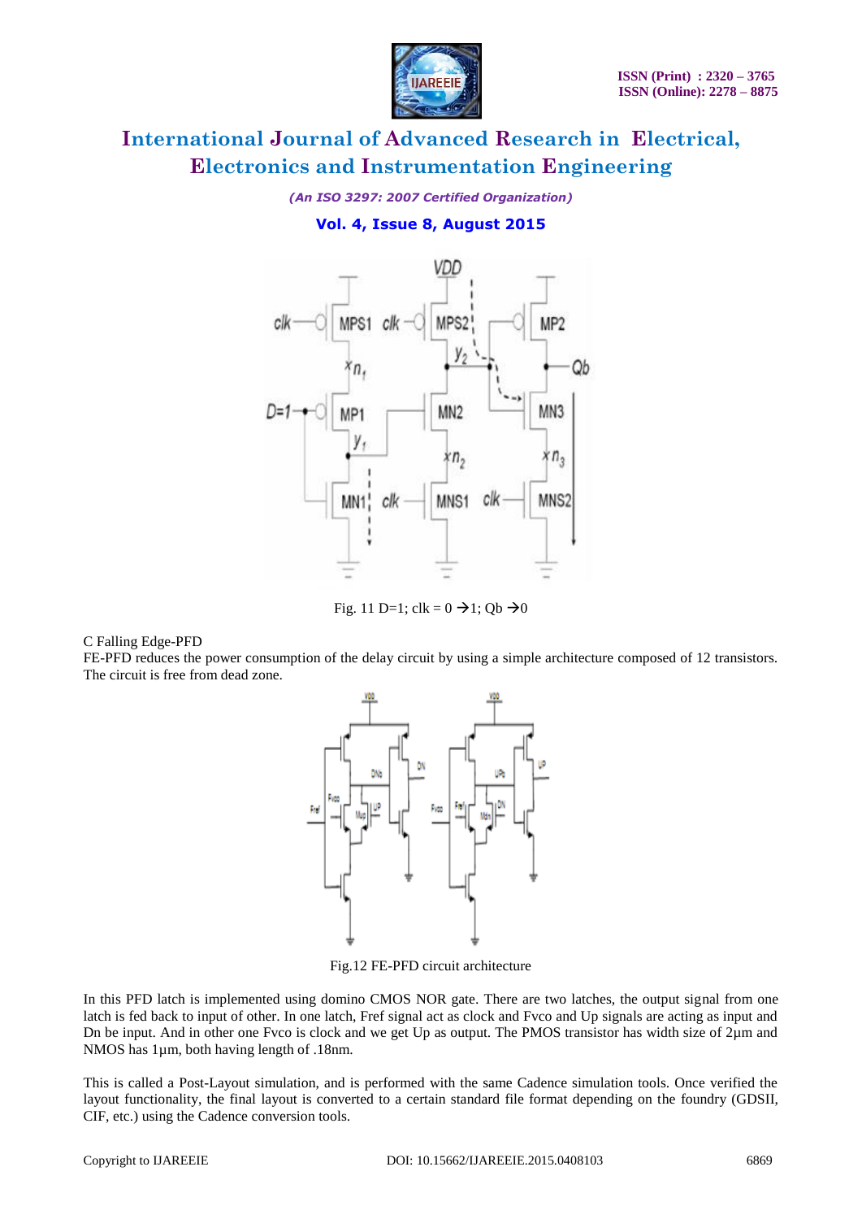Fig. 11 D=1; clk = 0 →1; Qb →0

C Falling Edge-PFD

FE-PFD reduces the power consumption of the delay circuit by using a simple architecture composed of 12 transistors. The circuit is free from dead zone.

Fig.12 FE-PFD circuit architecture

In this PFD latch is implemented using domino CMOS NOR gate. There are two latches, the output signal from one latch is fed back to input of other. In one latch, Fref signal act as clock and Fvco and Up signals are acting as input and Dn be input. And in other one Fvco is clock and we get Up as output. The PMOS transistor has width size of 2µm and NMOS has 1µm, both having length of .18nm.

This is called a Post-Layout simulation, and is performed with the same Cadence simulation tools. Once verified the layout functionality, the final layout is converted to a certain standard file format depending on the foundry (GDSII, CIF, etc.) using the Cadence conversion tools.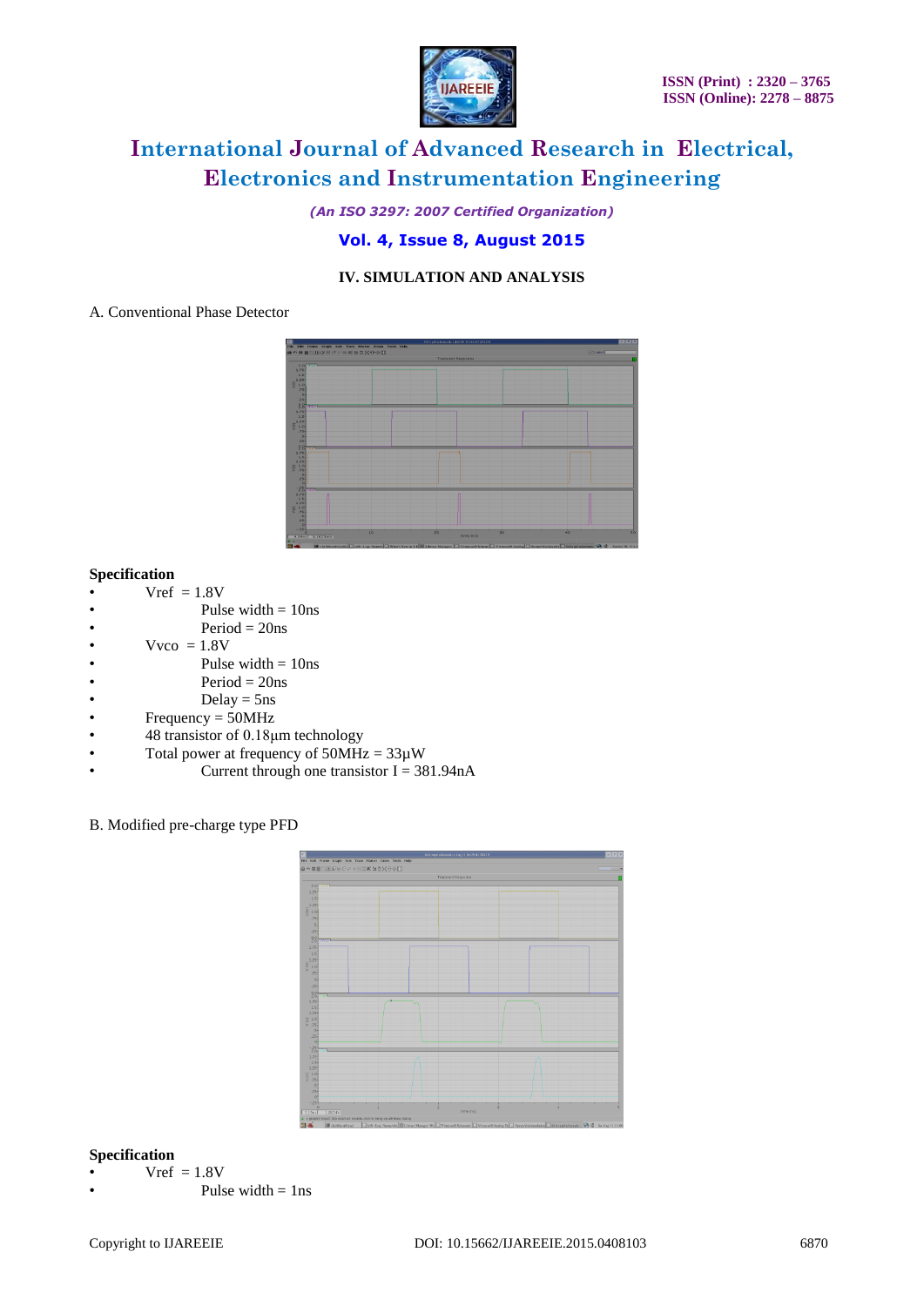## IV. SIMULATION AND ANALYSIS

A. Conventional Phase Detector

**Specification**

- Vref = 1.8V
- Pulse width = 10ns
- Period = 20ns
- Vvco = 1.8V
- Pulse width = 10ns
- Period = 20ns
- Delay = 5ns
- Frequency = 50MHz
- 48 transistor of 0.18µm technology
- Total power at frequency of 50MHz = 33µW
- Current through one transistor I = 381.94nA

B. Modified pre-charge type PFD

**Specification**

- Vref = 1.8V
- Pulse width = 1ns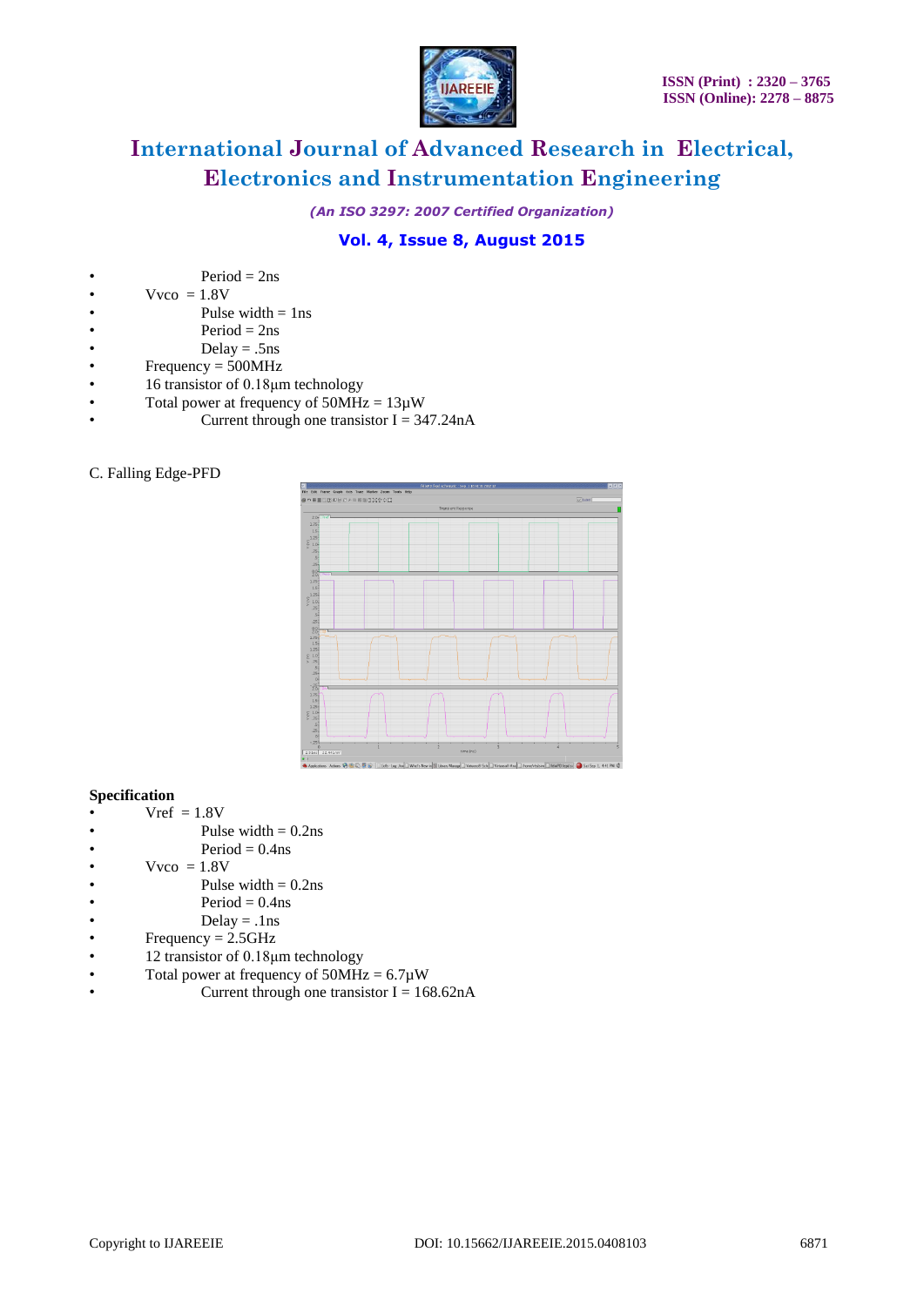- Period = 2ns
- Vvco = 1.8V
- Pulse width = 1ns
- Period = 2ns
- Delay = .5ns
- Frequency = 500MHz
- 16 transistor of 0.18µm technology
- Total power at frequency of 50MHz = 13µW
- Current through one transistor I = 347.24nA

C. Falling Edge-PFD

**Specification**

- Vref = 1.8V
- Pulse width = 0.2ns
- Period = 0.4ns
- Vvco = 1.8V
- Pulse width = 0.2ns
- Period = 0.4ns
- Delay = .1ns
- Frequency = 2.5GHz
- 12 transistor of 0.18µm technology
- Total power at frequency of 50MHz = 6.7µW
- Current through one transistor I = 168.62nA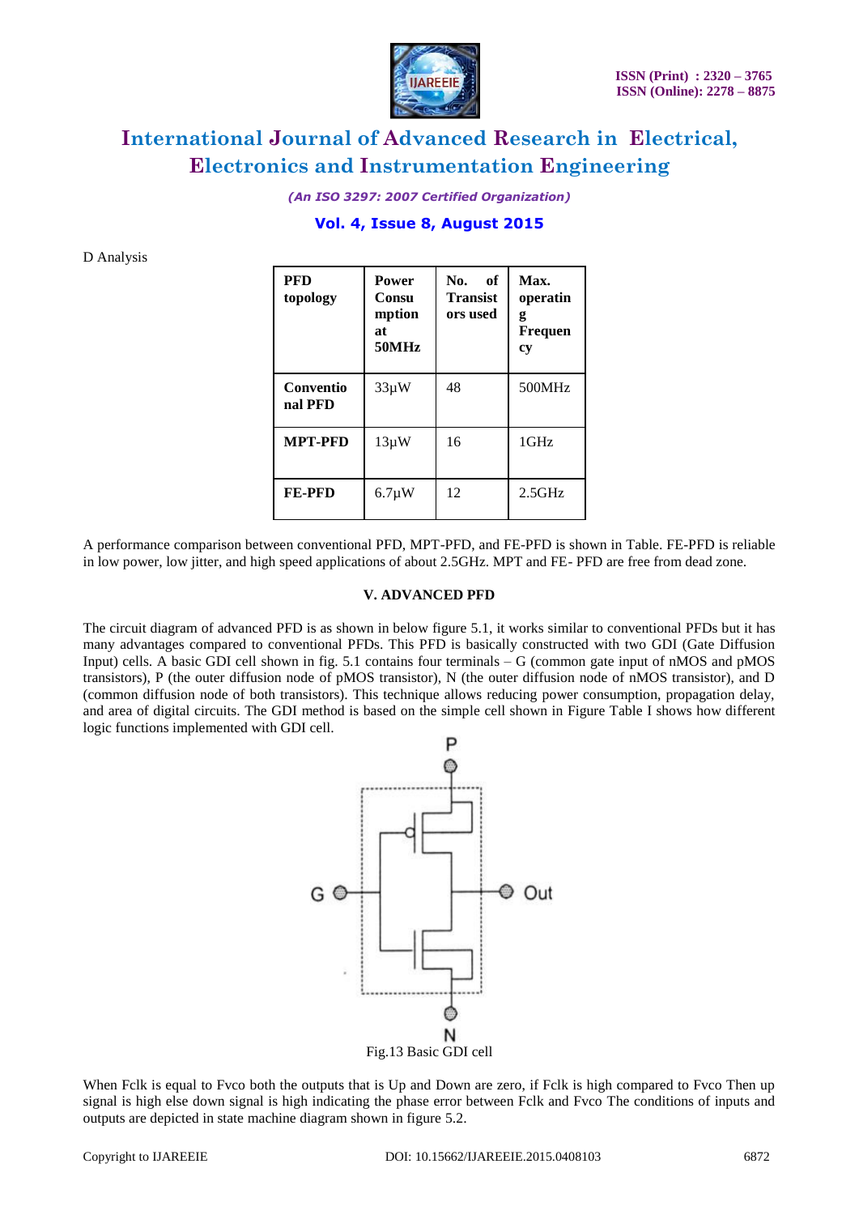D Analysis

| PFD topology | Power Consumption at 50MHz | No. of Transistors used | Max. operating Frequency |
|---|---|---|---|
| Conventional PFD | 33µW | 48 | 500MHz |
| MPT-PFD | 13µW | 16 | 1GHz |
| FE-PFD | 6.7µW | 12 | 2.5GHz |

A performance comparison between conventional PFD, MPT-PFD, and FE-PFD is shown in Table. FE-PFD is reliable in low power, low jitter, and high speed applications of about 2.5GHz. MPT and FE- PFD are free from dead zone.

## V. ADVANCED PFD

The circuit diagram of advanced PFD is as shown in below figure 5.1, it works similar to conventional PFDs but it has many advantages compared to conventional PFDs. This PFD is basically constructed with two GDI (Gate Diffusion Input) cells. A basic GDI cell shown in fig. 5.1 contains four terminals – G (common gate input of nMOS and pMOS transistors), P (the outer diffusion node of pMOS transistor), N (the outer diffusion node of nMOS transistor), and D (common diffusion node of both transistors). This technique allows reducing power consumption, propagation delay, and area of digital circuits. The GDI method is based on the simple cell shown in Figure Table I shows how different logic functions implemented with GDI cell.

Fig.13 Basic GDI cell

When Fclk is equal to Fvco both the outputs that is Up and Down are zero, if Fclk is high compared to Fvco Then up signal is high else down signal is high indicating the phase error between Fclk and Fvco The conditions of inputs and outputs are depicted in state machine diagram shown in figure 5.2.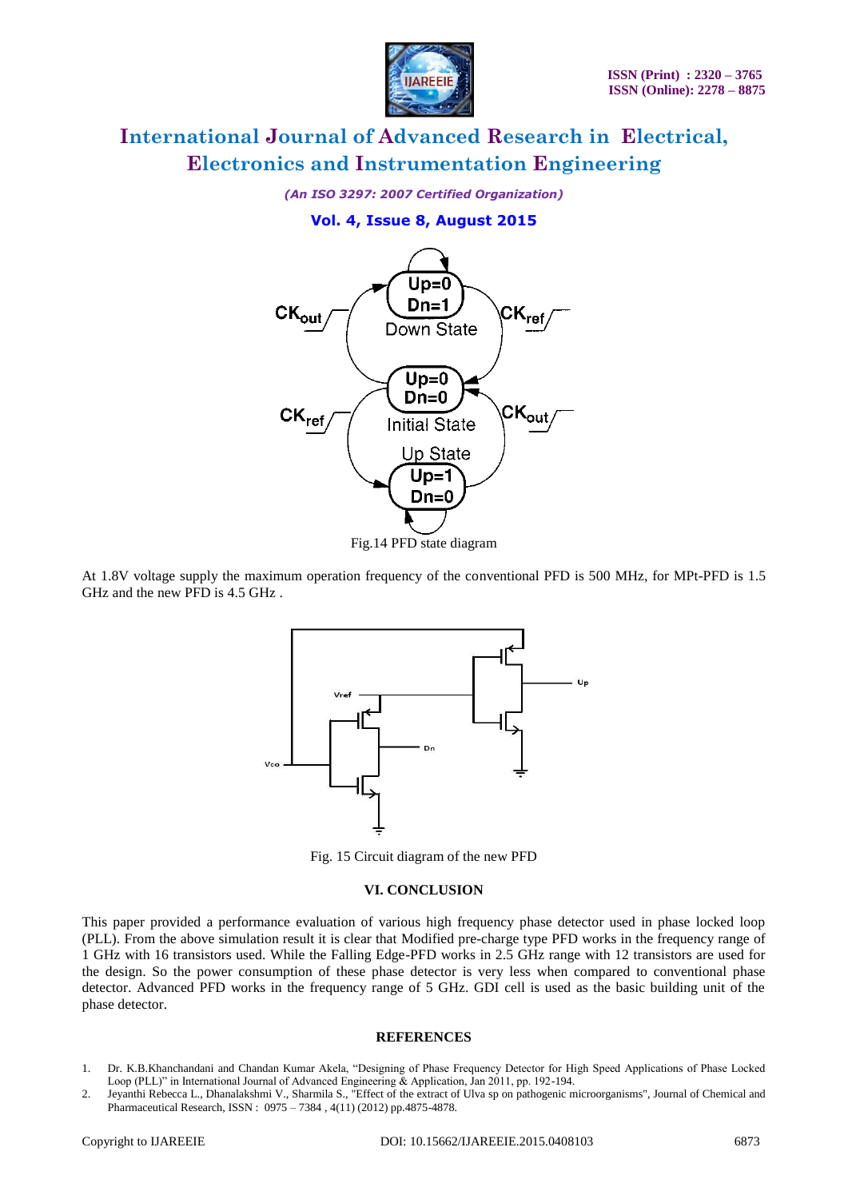Fig.14 PFD state diagram

At 1.8V voltage supply the maximum operation frequency of the conventional PFD is 500 MHz, for MPt-PFD is 1.5 GHz and the new PFD is 4.5 GHz .

Fig. 15 Circuit diagram of the new PFD

## VI. CONCLUSION

This paper provided a performance evaluation of various high frequency phase detector used in phase locked loop (PLL). From the above simulation result it is clear that Modified pre-charge type PFD works in the frequency range of 1 GHz with 16 transistors used. While the Falling Edge-PFD works in 2.5 GHz range with 12 transistors are used for the design. So the power consumption of these phase detector is very less when compared to conventional phase detector. Advanced PFD works in the frequency range of 5 GHz. GDI cell is used as the basic building unit of the phase detector.

## REFERENCES

1. Dr. K.B.Khanchandani and Chandan Kumar Akela, "Designing of Phase Frequency Detector for High Speed Applications of Phase Locked Loop (PLL)" in International Journal of Advanced Engineering & Application, Jan 2011, pp. 192-194.
2. Jeyanthi Rebecca L., Dhanalakshmi V., Sharmila S., "Effect of the extract of Ulva sp on pathogenic microorganisms", Journal of Chemical and Pharmaceutical Research, ISSN : 0975 – 7384 , 4(11) (2012) pp.4875-4878.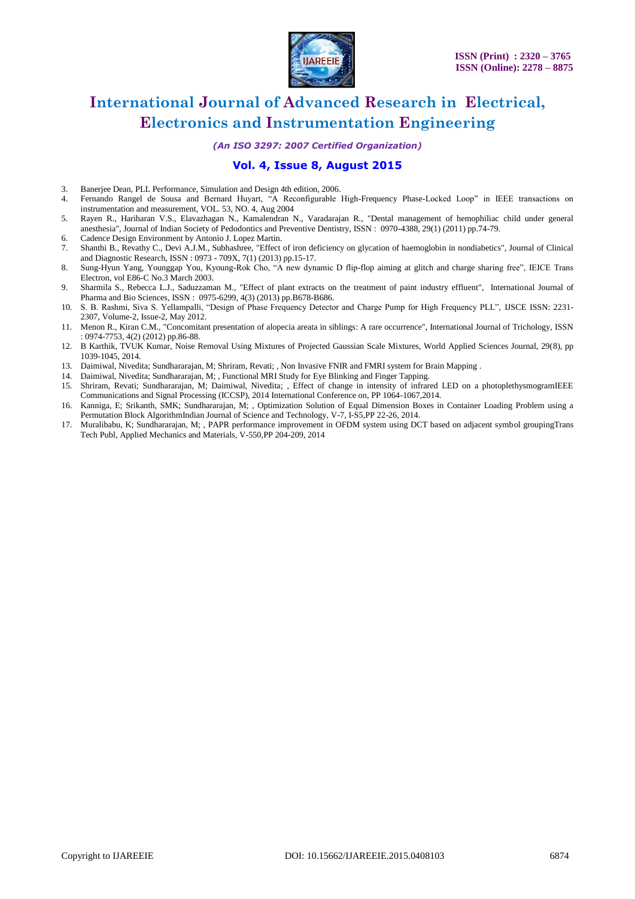3. Banerjee Dean, PLL Performance, Simulation and Design 4th edition, 2006.
4. Fernando Rangel de Sousa and Bernard Huyart, "A Reconfigurable High-Frequency Phase-Locked Loop" in IEEE transactions on instrumentation and measurement, VOL. 53, NO. 4, Aug 2004
5. Rayen R., Hariharan V.S., Elavazhagan N., Kamalendran N., Varadarajan R., "Dental management of hemophiliac child under general anesthesia", Journal of Indian Society of Pedodontics and Preventive Dentistry, ISSN : 0970-4388, 29(1) (2011) pp.74-79.
6. Cadence Design Environment by Antonio J. Lopez Martin.
7. Shanthi B., Revathy C., Devi A.J.M., Subhashree, "Effect of iron deficiency on glycation of haemoglobin in nondiabetics", Journal of Clinical and Diagnostic Research, ISSN : 0973 - 709X, 7(1) (2013) pp.15-17.
8. Sung-Hyun Yang, Younggap You, Kyoung-Rok Cho, "A new dynamic D flip-flop aiming at glitch and charge sharing free", IEICE Trans Electron, vol E86-C No.3 March 2003.
9. Sharmila S., Rebecca L.J., Saduzzaman M., "Effect of plant extracts on the treatment of paint industry effluent", International Journal of Pharma and Bio Sciences, ISSN : 0975-6299, 4(3) (2013) pp.B678-B686.
10. S. B. Rashmi, Siva S. Yellampalli, "Design of Phase Frequency Detector and Charge Pump for High Frequency PLL", IJSCE ISSN: 2231-2307, Volume-2, Issue-2, May 2012.
11. Menon R., Kiran C.M., "Concomitant presentation of alopecia areata in siblings: A rare occurrence", International Journal of Trichology, ISSN : 0974-7753, 4(2) (2012) pp.86-88.
12. B Karthik, TVUK Kumar, Noise Removal Using Mixtures of Projected Gaussian Scale Mixtures, World Applied Sciences Journal, 29(8), pp 1039-1045, 2014.
13. Daimiwal, Nivedita; Sundhararajan, M; Shriram, Revati; , Non Invasive FNIR and FMRI system for Brain Mapping .
14. Daimiwal, Nivedita; Sundhararajan, M; , Functional MRI Study for Eye Blinking and Finger Tapping.
15. Shriram, Revati; Sundhararajan, M; Daimiwal, Nivedita; , Effect of change in intensity of infrared LED on a photoplethysmogramIEEE Communications and Signal Processing (ICCSP), 2014 International Conference on, PP 1064-1067,2014.
16. Kanniga, E; Srikanth, SMK; Sundhararajan, M; , Optimization Solution of Equal Dimension Boxes in Container Loading Problem using a Permutation Block AlgorithmIndian Journal of Science and Technology, V-7, I-S5,PP 22-26, 2014.
17. Muralibabu, K; Sundhararajan, M; , PAPR performance improvement in OFDM system using DCT based on adjacent symbol groupingTrans Tech Publ, Applied Mechanics and Materials, V-550,PP 204-209, 2014